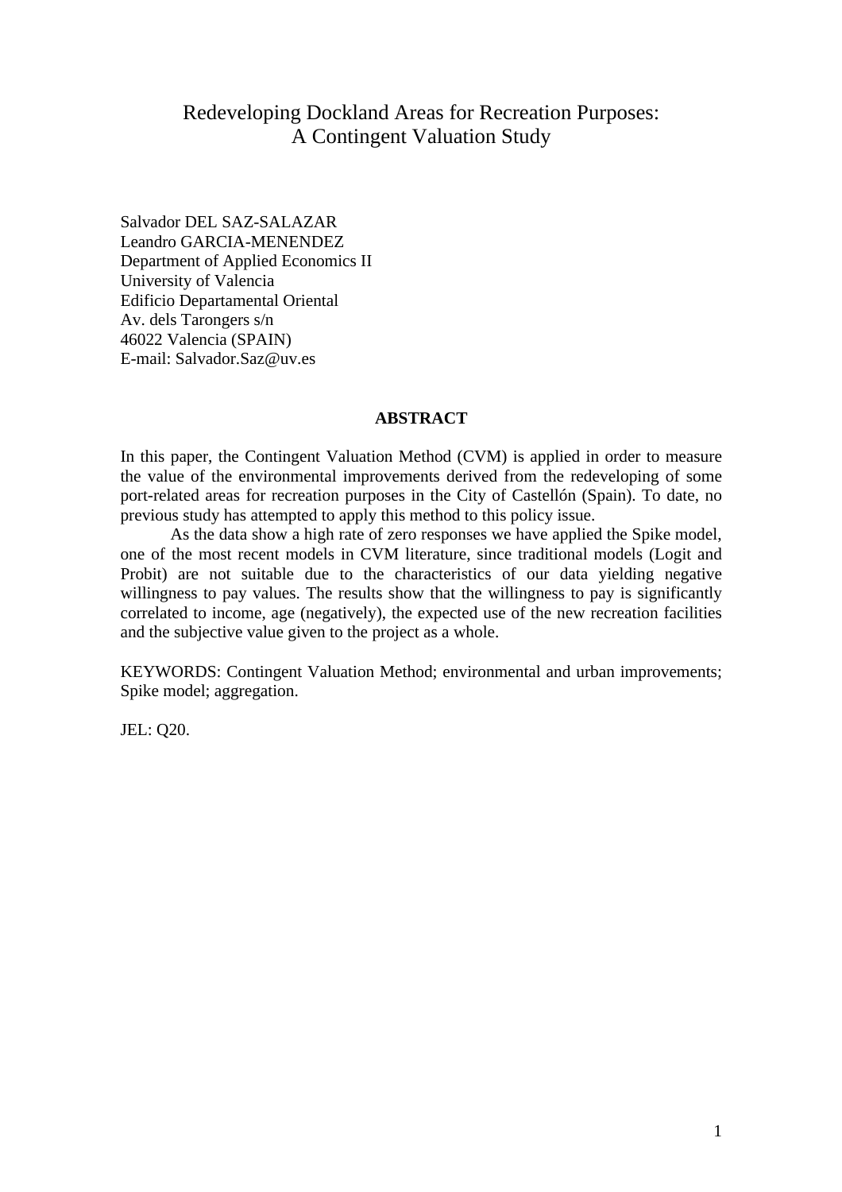# Redeveloping Dockland Areas for Recreation Purposes: A Contingent Valuation Study

Salvador DEL SAZ-SALAZAR
Leandro GARCIA-MENENDEZ
Department of Applied Economics II
University of Valencia
Edificio Departamental Oriental
Av. dels Tarongers s/n
46022 Valencia (SPAIN)
E-mail: Salvador.Saz@uv.es

## ABSTRACT

In this paper, the Contingent Valuation Method (CVM) is applied in order to measure the value of the environmental improvements derived from the redeveloping of some port-related areas for recreation purposes in the City of Castellón (Spain). To date, no previous study has attempted to apply this method to this policy issue.

As the data show a high rate of zero responses we have applied the Spike model, one of the most recent models in CVM literature, since traditional models (Logit and Probit) are not suitable due to the characteristics of our data yielding negative willingness to pay values. The results show that the willingness to pay is significantly correlated to income, age (negatively), the expected use of the new recreation facilities and the subjective value given to the project as a whole.

KEYWORDS: Contingent Valuation Method; environmental and urban improvements; Spike model; aggregation.

JEL: Q20.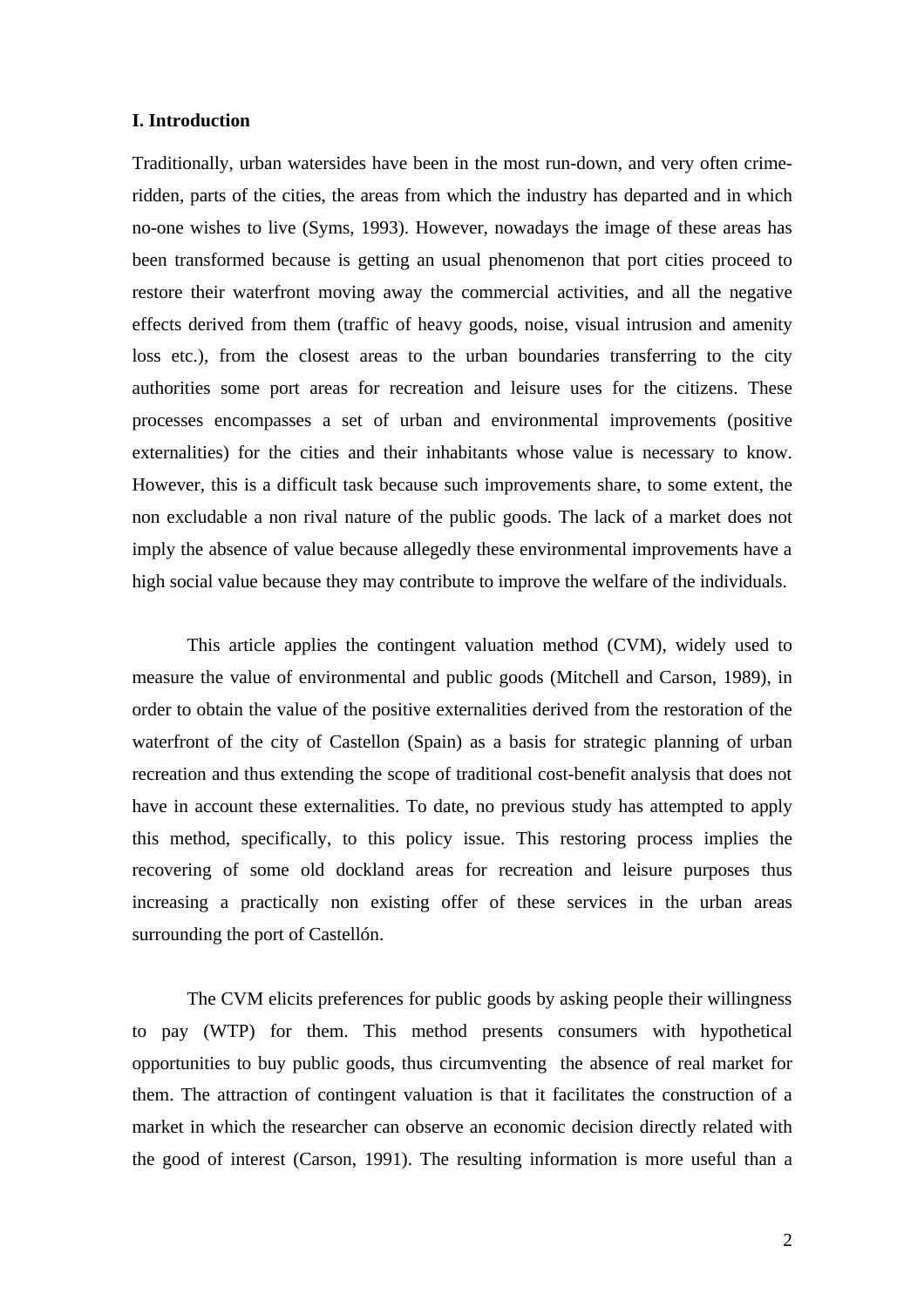## I. Introduction

Traditionally, urban watersides have been in the most run-down, and very often crime-ridden, parts of the cities, the areas from which the industry has departed and in which no-one wishes to live (Syms, 1993). However, nowadays the image of these areas has been transformed because is getting an usual phenomenon that port cities proceed to restore their waterfront moving away the commercial activities, and all the negative effects derived from them (traffic of heavy goods, noise, visual intrusion and amenity loss etc.), from the closest areas to the urban boundaries transferring to the city authorities some port areas for recreation and leisure uses for the citizens. These processes encompasses a set of urban and environmental improvements (positive externalities) for the cities and their inhabitants whose value is necessary to know. However, this is a difficult task because such improvements share, to some extent, the non excludable a non rival nature of the public goods. The lack of a market does not imply the absence of value because allegedly these environmental improvements have a high social value because they may contribute to improve the welfare of the individuals.

This article applies the contingent valuation method (CVM), widely used to measure the value of environmental and public goods (Mitchell and Carson, 1989), in order to obtain the value of the positive externalities derived from the restoration of the waterfront of the city of Castellon (Spain) as a basis for strategic planning of urban recreation and thus extending the scope of traditional cost-benefit analysis that does not have in account these externalities. To date, no previous study has attempted to apply this method, specifically, to this policy issue. This restoring process implies the recovering of some old dockland areas for recreation and leisure purposes thus increasing a practically non existing offer of these services in the urban areas surrounding the port of Castellón.

The CVM elicits preferences for public goods by asking people their willingness to pay (WTP) for them. This method presents consumers with hypothetical opportunities to buy public goods, thus circumventing the absence of real market for them. The attraction of contingent valuation is that it facilitates the construction of a market in which the researcher can observe an economic decision directly related with the good of interest (Carson, 1991). The resulting information is more useful than a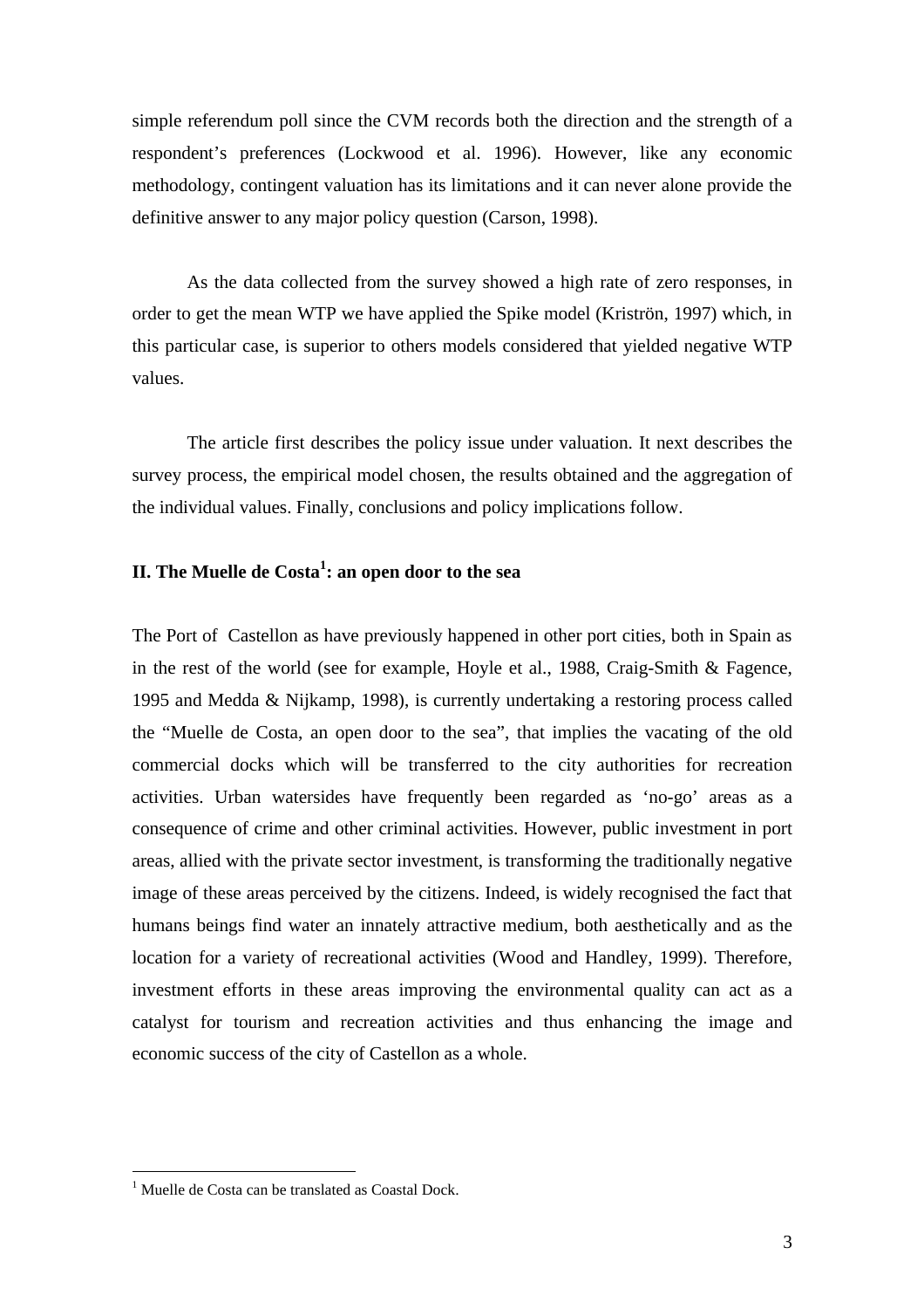simple referendum poll since the CVM records both the direction and the strength of a respondent's preferences (Lockwood et al. 1996). However, like any economic methodology, contingent valuation has its limitations and it can never alone provide the definitive answer to any major policy question (Carson, 1998).

As the data collected from the survey showed a high rate of zero responses, in order to get the mean WTP we have applied the Spike model (Kriströn, 1997) which, in this particular case, is superior to others models considered that yielded negative WTP values.

The article first describes the policy issue under valuation. It next describes the survey process, the empirical model chosen, the results obtained and the aggregation of the individual values. Finally, conclusions and policy implications follow.

## II. The Muelle de Costa[1]: an open door to the sea

The Port of Castellon as have previously happened in other port cities, both in Spain as in the rest of the world (see for example, Hoyle et al., 1988, Craig-Smith & Fagence, 1995 and Medda & Nijkamp, 1998), is currently undertaking a restoring process called the "Muelle de Costa, an open door to the sea", that implies the vacating of the old commercial docks which will be transferred to the city authorities for recreation activities. Urban watersides have frequently been regarded as 'no-go' areas as a consequence of crime and other criminal activities. However, public investment in port areas, allied with the private sector investment, is transforming the traditionally negative image of these areas perceived by the citizens. Indeed, is widely recognised the fact that humans beings find water an innately attractive medium, both aesthetically and as the location for a variety of recreational activities (Wood and Handley, 1999). Therefore, investment efforts in these areas improving the environmental quality can act as a catalyst for tourism and recreation activities and thus enhancing the image and economic success of the city of Castellon as a whole.

[1] Muelle de Costa can be translated as Coastal Dock.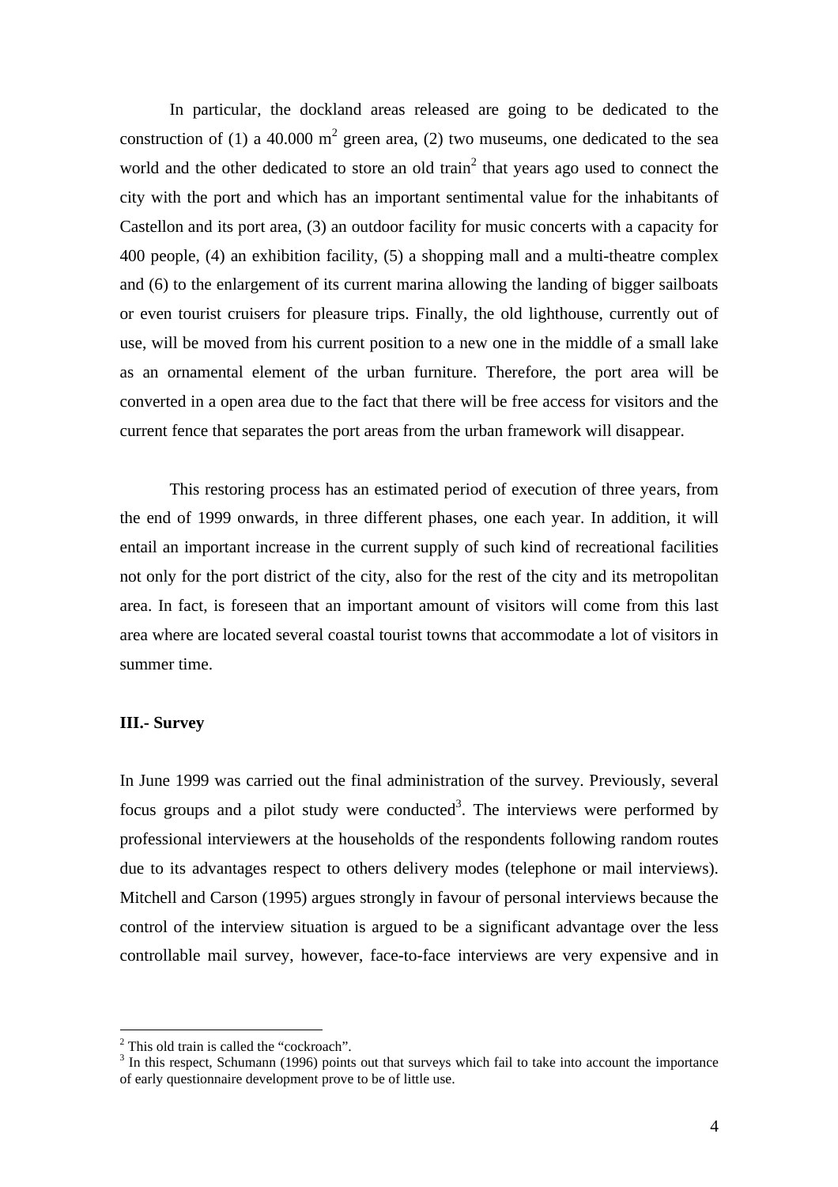In particular, the dockland areas released are going to be dedicated to the construction of (1) a 40.000 $m^2$ green area, (2) two museums, one dedicated to the sea world and the other dedicated to store an old train[2] that years ago used to connect the city with the port and which has an important sentimental value for the inhabitants of Castellon and its port area, (3) an outdoor facility for music concerts with a capacity for 400 people, (4) an exhibition facility, (5) a shopping mall and a multi-theatre complex and (6) to the enlargement of its current marina allowing the landing of bigger sailboats or even tourist cruisers for pleasure trips. Finally, the old lighthouse, currently out of use, will be moved from his current position to a new one in the middle of a small lake as an ornamental element of the urban furniture. Therefore, the port area will be converted in a open area due to the fact that there will be free access for visitors and the current fence that separates the port areas from the urban framework will disappear.

This restoring process has an estimated period of execution of three years, from the end of 1999 onwards, in three different phases, one each year. In addition, it will entail an important increase in the current supply of such kind of recreational facilities not only for the port district of the city, also for the rest of the city and its metropolitan area. In fact, is foreseen that an important amount of visitors will come from this last area where are located several coastal tourist towns that accommodate a lot of visitors in summer time.

### III.- Survey

In June 1999 was carried out the final administration of the survey. Previously, several focus groups and a pilot study were conducted[3]. The interviews were performed by professional interviewers at the households of the respondents following random routes due to its advantages respect to others delivery modes (telephone or mail interviews). Mitchell and Carson (1995) argues strongly in favour of personal interviews because the control of the interview situation is argued to be a significant advantage over the less controllable mail survey, however, face-to-face interviews are very expensive and in

---

[2] This old train is called the “cockroach”.

[3] In this respect, Schumann (1996) points out that surveys which fail to take into account the importance of early questionnaire development prove to be of little use.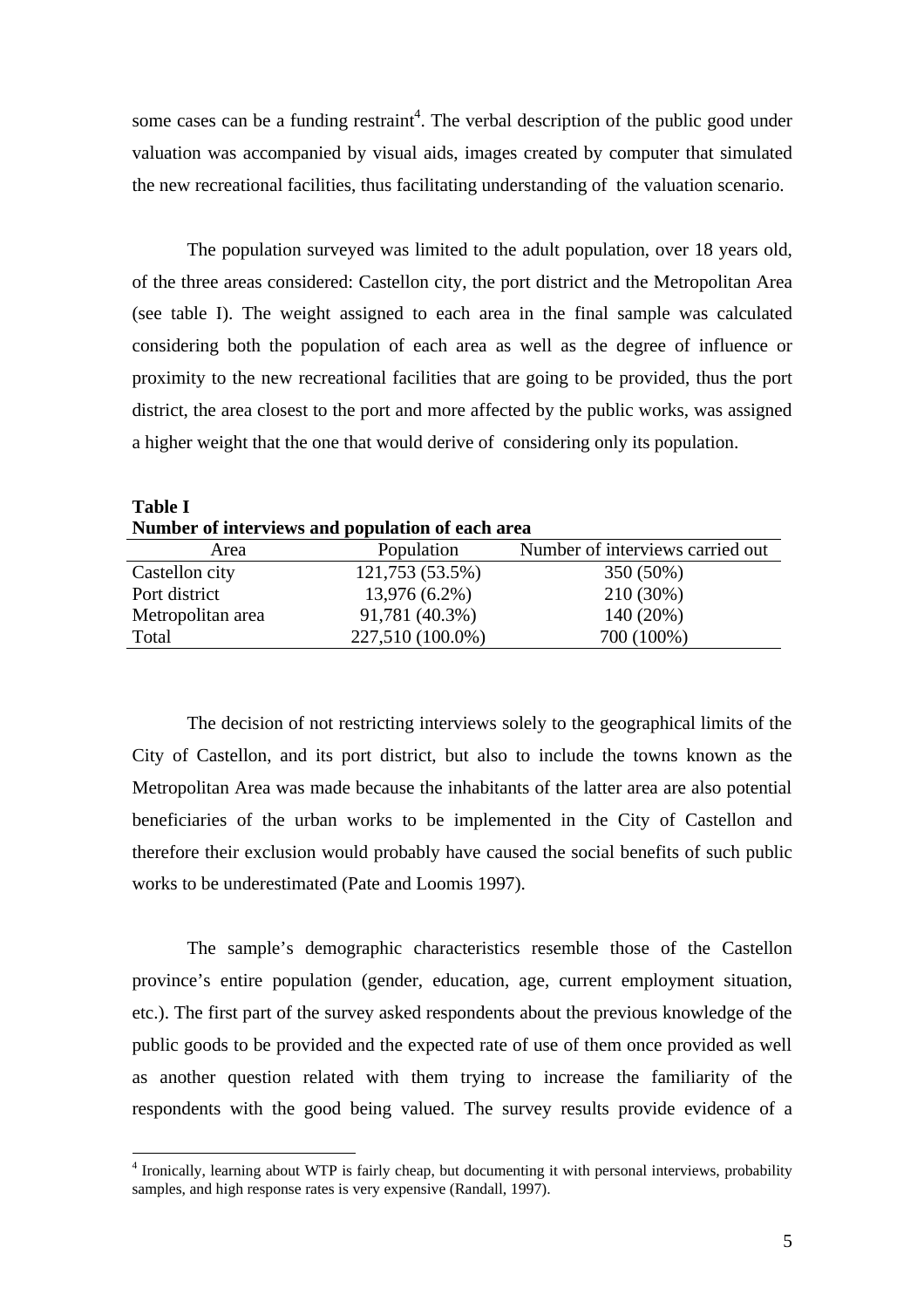some cases can be a funding restraint[4]. The verbal description of the public good under valuation was accompanied by visual aids, images created by computer that simulated the new recreational facilities, thus facilitating understanding of the valuation scenario.

The population surveyed was limited to the adult population, over 18 years old, of the three areas considered: Castellon city, the port district and the Metropolitan Area (see table I). The weight assigned to each area in the final sample was calculated considering both the population of each area as well as the degree of influence or proximity to the new recreational facilities that are going to be provided, thus the port district, the area closest to the port and more affected by the public works, was assigned a higher weight that the one that would derive of considering only its population.

**Table I**
**Number of interviews and population of each area**

| Area | Population | Number of interviews carried out |
|---|---|---|
| Castellon city | 121,753 (53.5%) | 350 (50%) |
| Port district | 13,976 (6.2%) | 210 (30%) |
| Metropolitan area | 91,781 (40.3%) | 140 (20%) |
| Total | 227,510 (100.0%) | 700 (100%) |

The decision of not restricting interviews solely to the geographical limits of the City of Castellon, and its port district, but also to include the towns known as the Metropolitan Area was made because the inhabitants of the latter area are also potential beneficiaries of the urban works to be implemented in the City of Castellon and therefore their exclusion would probably have caused the social benefits of such public works to be underestimated (Pate and Loomis 1997).

The sample's demographic characteristics resemble those of the Castellon province's entire population (gender, education, age, current employment situation, etc.). The first part of the survey asked respondents about the previous knowledge of the public goods to be provided and the expected rate of use of them once provided as well as another question related with them trying to increase the familiarity of the respondents with the good being valued. The survey results provide evidence of a

[4] Ironically, learning about WTP is fairly cheap, but documenting it with personal interviews, probability samples, and high response rates is very expensive (Randall, 1997).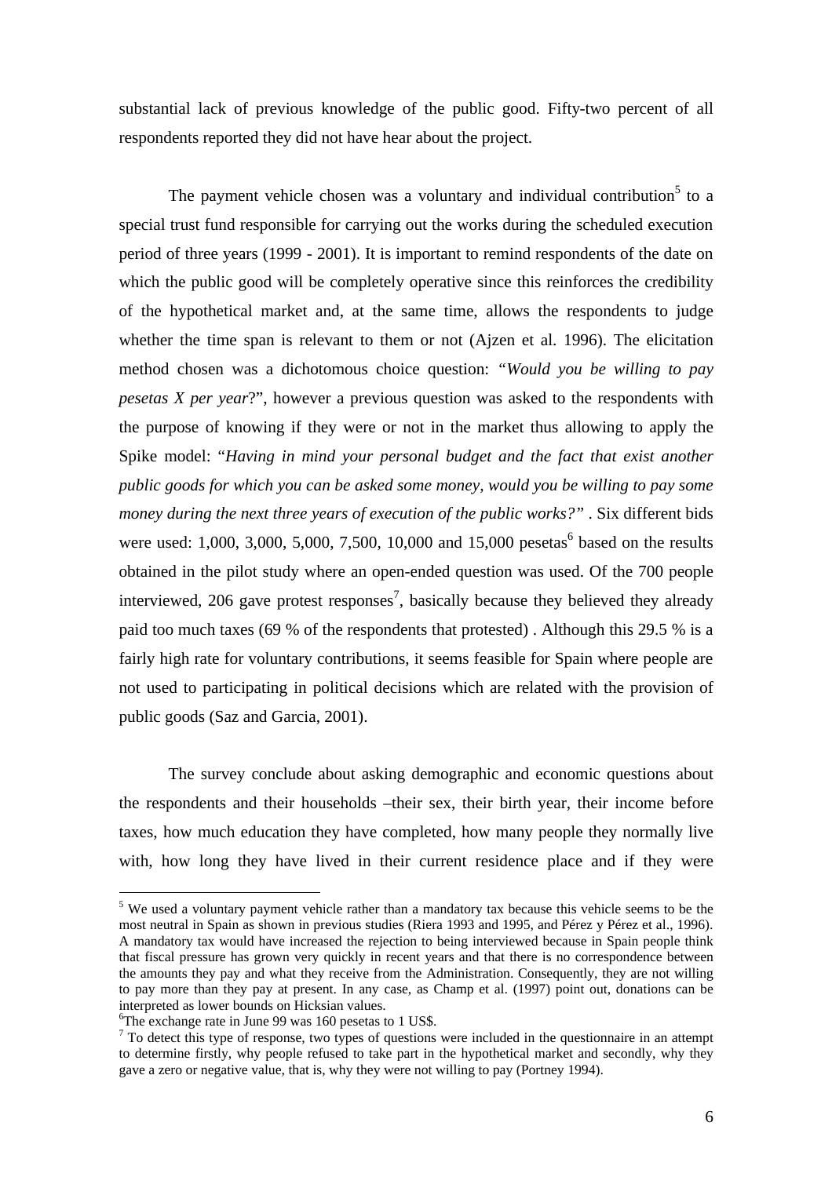substantial lack of previous knowledge of the public good. Fifty-two percent of all respondents reported they did not have hear about the project.

The payment vehicle chosen was a voluntary and individual contribution[5] to a special trust fund responsible for carrying out the works during the scheduled execution period of three years (1999 - 2001). It is important to remind respondents of the date on which the public good will be completely operative since this reinforces the credibility of the hypothetical market and, at the same time, allows the respondents to judge whether the time span is relevant to them or not (Ajzen et al. 1996). The elicitation method chosen was a dichotomous choice question: "*Would you be willing to pay pesetas X per year*?", however a previous question was asked to the respondents with the purpose of knowing if they were or not in the market thus allowing to apply the Spike model: "*Having in mind your personal budget and the fact that exist another public goods for which you can be asked some money, would you be willing to pay some money during the next three years of execution of the public works?*" . Six different bids were used: 1,000, 3,000, 5,000, 7,500, 10,000 and 15,000 pesetas[6] based on the results obtained in the pilot study where an open-ended question was used. Of the 700 people interviewed, 206 gave protest responses[7], basically because they believed they already paid too much taxes (69 % of the respondents that protested) . Although this 29.5 % is a fairly high rate for voluntary contributions, it seems feasible for Spain where people are not used to participating in political decisions which are related with the provision of public goods (Saz and Garcia, 2001).

The survey conclude about asking demographic and economic questions about the respondents and their households –their sex, their birth year, their income before taxes, how much education they have completed, how many people they normally live with, how long they have lived in their current residence place and if they were

[5] We used a voluntary payment vehicle rather than a mandatory tax because this vehicle seems to be the most neutral in Spain as shown in previous studies (Riera 1993 and 1995, and Pérez y Pérez et al., 1996). A mandatory tax would have increased the rejection to being interviewed because in Spain people think that fiscal pressure has grown very quickly in recent years and that there is no correspondence between the amounts they pay and what they receive from the Administration. Consequently, they are not willing to pay more than they pay at present. In any case, as Champ et al. (1997) point out, donations can be interpreted as lower bounds on Hicksian values.

[6] The exchange rate in June 99 was 160 pesetas to 1 US$.

[7] To detect this type of response, two types of questions were included in the questionnaire in an attempt to determine firstly, why people refused to take part in the hypothetical market and secondly, why they gave a zero or negative value, that is, why they were not willing to pay (Portney 1994).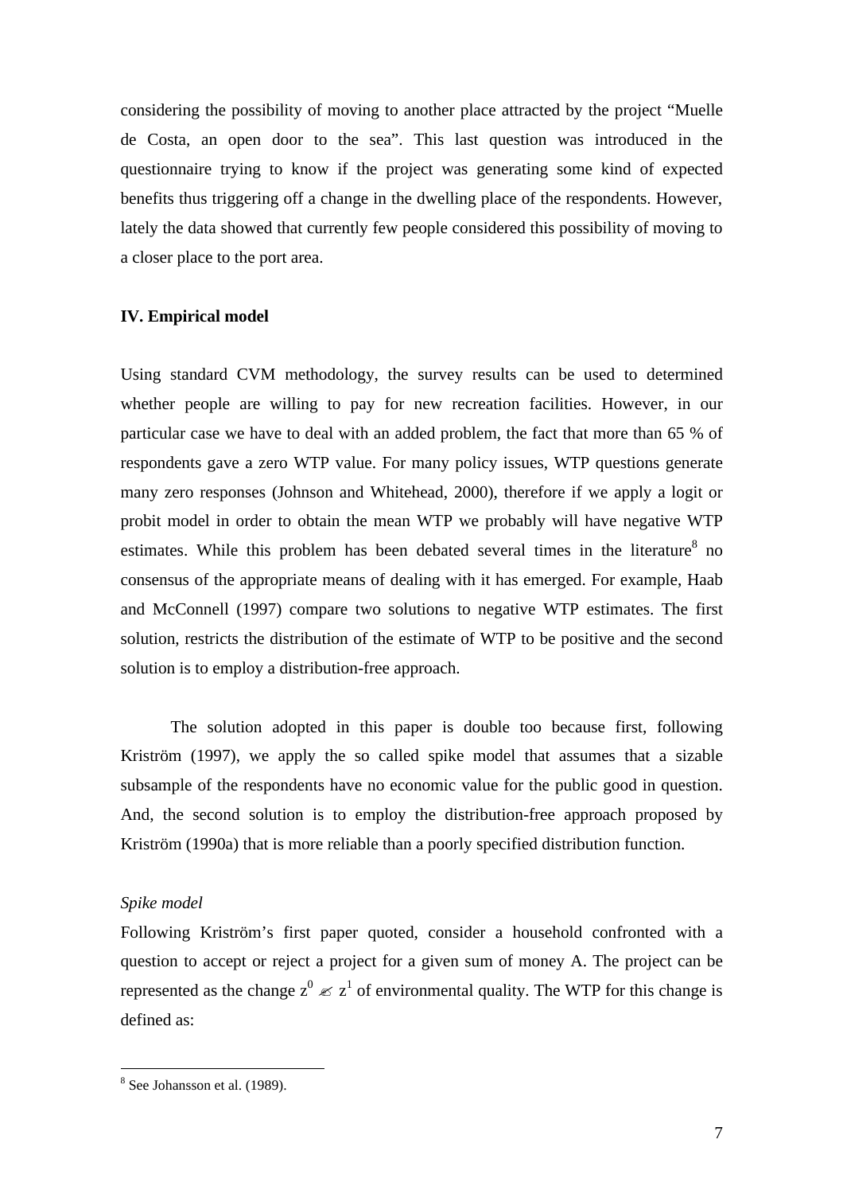considering the possibility of moving to another place attracted by the project "Muelle de Costa, an open door to the sea". This last question was introduced in the questionnaire trying to know if the project was generating some kind of expected benefits thus triggering off a change in the dwelling place of the respondents. However, lately the data showed that currently few people considered this possibility of moving to a closer place to the port area.

## IV. Empirical model

Using standard CVM methodology, the survey results can be used to determined whether people are willing to pay for new recreation facilities. However, in our particular case we have to deal with an added problem, the fact that more than 65 % of respondents gave a zero WTP value. For many policy issues, WTP questions generate many zero responses (Johnson and Whitehead, 2000), therefore if we apply a logit or probit model in order to obtain the mean WTP we probably will have negative WTP estimates. While this problem has been debated several times in the literature[8] no consensus of the appropriate means of dealing with it has emerged. For example, Haab and McConnell (1997) compare two solutions to negative WTP estimates. The first solution, restricts the distribution of the estimate of WTP to be positive and the second solution is to employ a distribution-free approach.

The solution adopted in this paper is double too because first, following Kriström (1997), we apply the so called spike model that assumes that a sizable subsample of the respondents have no economic value for the public good in question. And, the second solution is to employ the distribution-free approach proposed by Kriström (1990a) that is more reliable than a poorly specified distribution function.

*Spike model*

Following Kriström's first paper quoted, consider a household confronted with a question to accept or reject a project for a given sum of money A. The project can be represented as the change $z^0 \rightarrow z^1$ of environmental quality. The WTP for this change is defined as:

[8] See Johansson et al. (1989).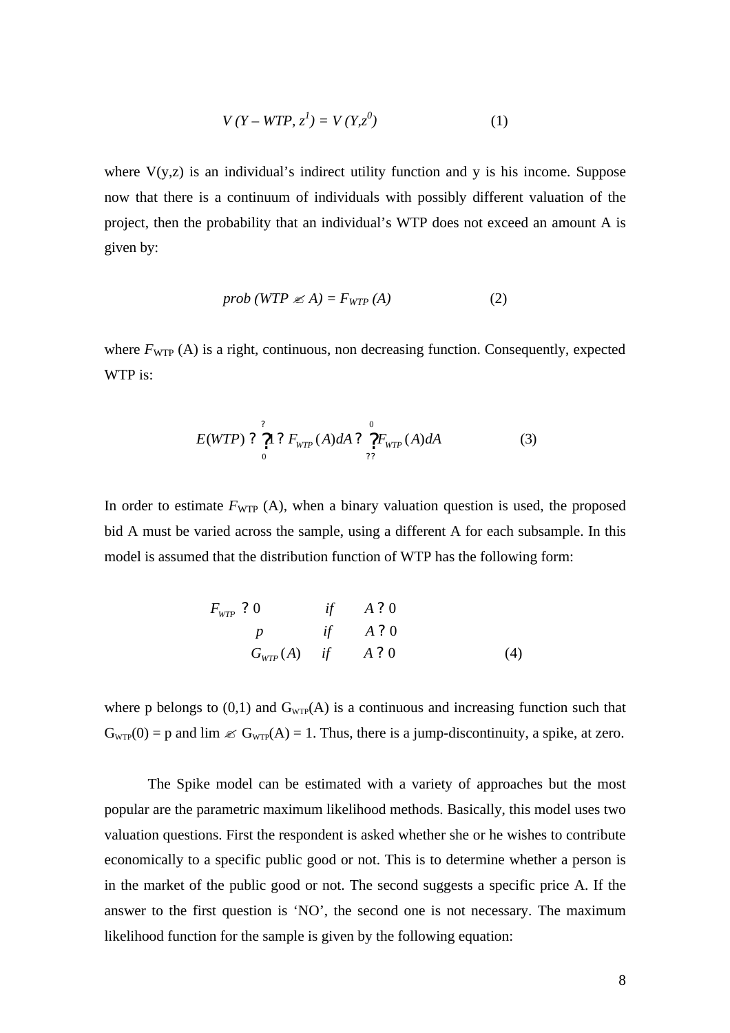$$V(Y - WTP, z^1) = V(Y, z^0) \qquad (1)$$

where V(y,z) is an individual's indirect utility function and y is his income. Suppose now that there is a continuum of individuals with possibly different valuation of the project, then the probability that an individual's WTP does not exceed an amount A is given by:

$$prob\,(WTP \leq A) = F_{WTP}(A) \qquad (2)$$

where $F_{WTP}$ (A) is a right, continuous, non decreasing function. Consequently, expected WTP is:

$$E(WTP) = \int_0^{\infty} [1 - F_{WTP}(A)]dA - \int_{-\infty}^{0} F_{WTP}(A)dA \qquad (3)$$

In order to estimate $F_{WTP}$ (A), when a binary valuation question is used, the proposed bid A must be varied across the sample, using a different A for each subsample. In this model is assumed that the distribution function of WTP has the following form:

$$F_{WTP} = \begin{cases} 0 & if \quad A < 0 \\ p & if \quad A = 0 \\ G_{WTP}(A) & if \quad A > 0 \end{cases} \qquad (4)$$

where p belongs to (0,1) and $G_{WTP}(A)$ is a continuous and increasing function such that $G_{WTP}(0) = p$ and $\lim_{A \to \infty} G_{WTP}(A) = 1$. Thus, there is a jump-discontinuity, a spike, at zero.

The Spike model can be estimated with a variety of approaches but the most popular are the parametric maximum likelihood methods. Basically, this model uses two valuation questions. First the respondent is asked whether she or he wishes to contribute economically to a specific public good or not. This is to determine whether a person is in the market of the public good or not. The second suggests a specific price A. If the answer to the first question is 'NO', the second one is not necessary. The maximum likelihood function for the sample is given by the following equation: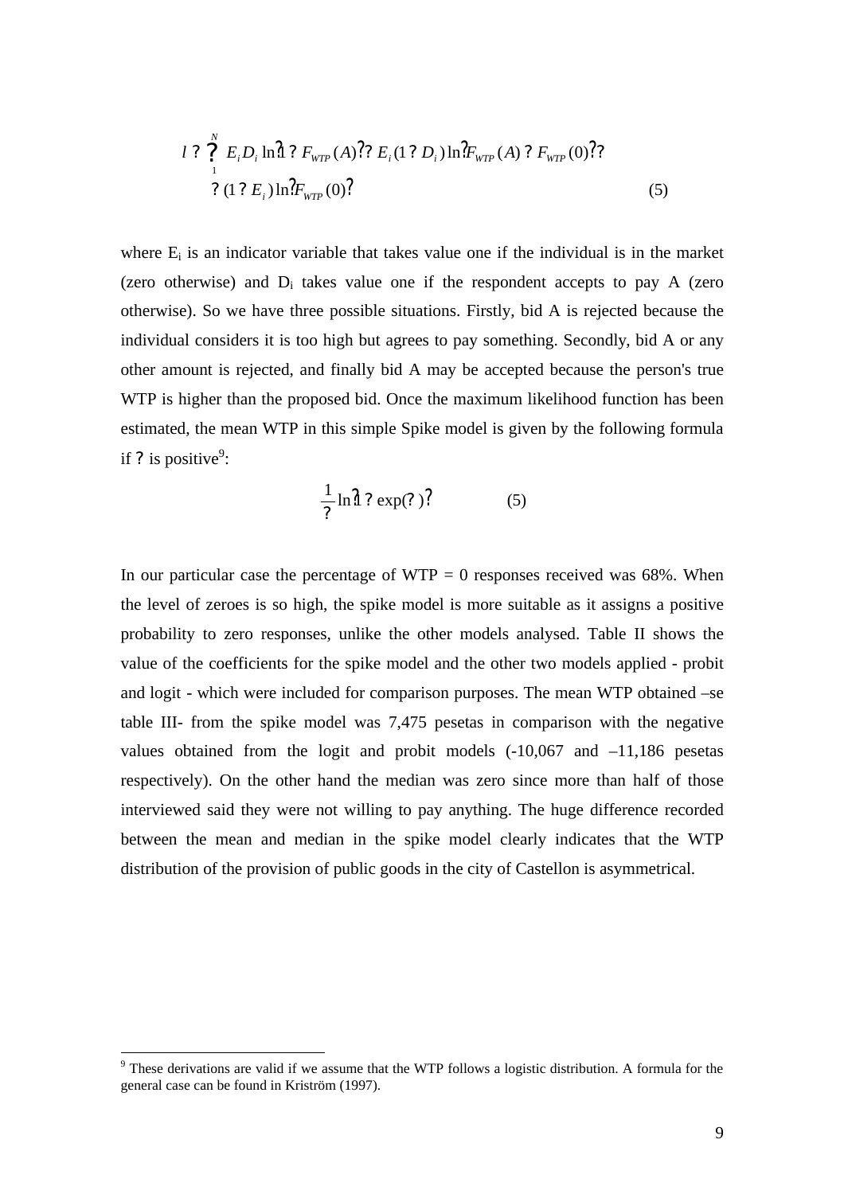$$
l = \sum_{1}^{N} \left\{ E_i D_i \ln\left[1 - F_{WTP}(A)\right] + E_i (1 - D_i) \ln\left[F_{WTP}(A) - F_{WTP}(0)\right] + (1 - E_i) \ln\left[F_{WTP}(0)\right] \right\} \qquad (5)
$$

where $E_i$ is an indicator variable that takes value one if the individual is in the market (zero otherwise) and $D_i$ takes value one if the respondent accepts to pay A (zero otherwise). So we have three possible situations. Firstly, bid A is rejected because the individual considers it is too high but agrees to pay something. Secondly, bid A or any other amount is rejected, and finally bid A may be accepted because the person's true WTP is higher than the proposed bid. Once the maximum likelihood function has been estimated, the mean WTP in this simple Spike model is given by the following formula if $\alpha$ is positive[9]:

$$
\frac{1}{\beta} \ln\left[1 + \exp(\alpha)\right] \qquad (5)
$$

In our particular case the percentage of WTP = 0 responses received was 68%. When the level of zeroes is so high, the spike model is more suitable as it assigns a positive probability to zero responses, unlike the other models analysed. Table II shows the value of the coefficients for the spike model and the other two models applied - probit and logit - which were included for comparison purposes. The mean WTP obtained –se table III- from the spike model was 7,475 pesetas in comparison with the negative values obtained from the logit and probit models (-10,067 and –11,186 pesetas respectively). On the other hand the median was zero since more than half of those interviewed said they were not willing to pay anything. The huge difference recorded between the mean and median in the spike model clearly indicates that the WTP distribution of the provision of public goods in the city of Castellon is asymmetrical.

[9] These derivations are valid if we assume that the WTP follows a logistic distribution. A formula for the general case can be found in Kriström (1997).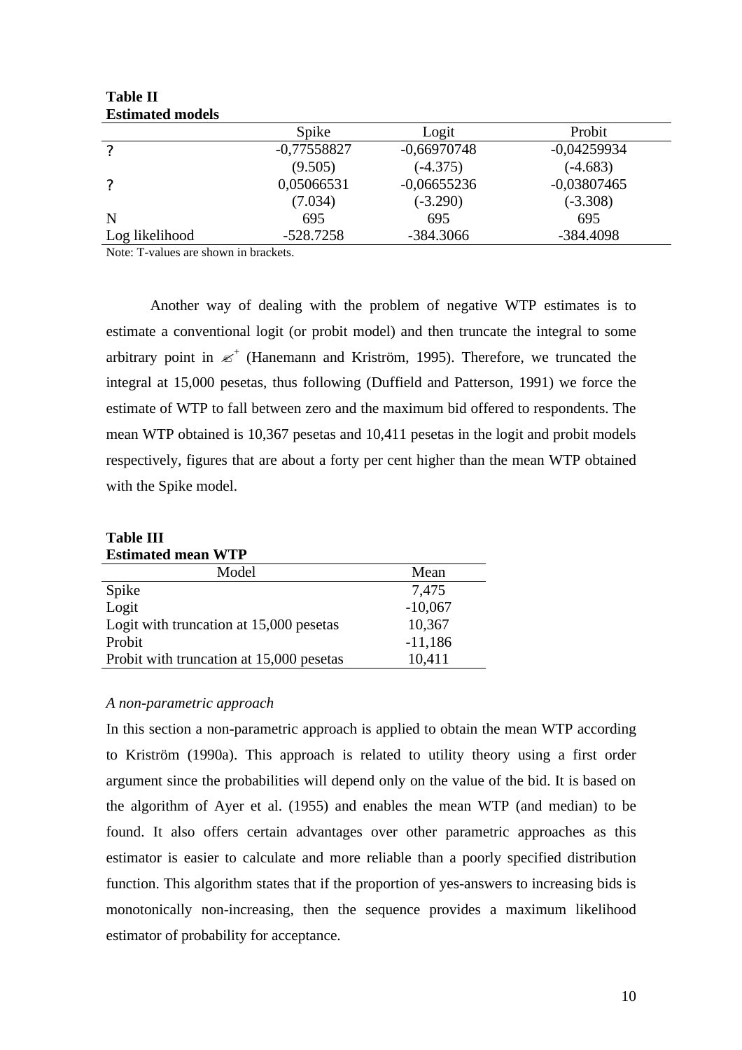**Table II**
**Estimated models**

| | Spike | Logit | Probit |
|---|---|---|---|
| ? | -0,77558827 | -0,66970748 | -0,04259934 |
| | (9.505) | (-4.375) | (-4.683) |
| ? | 0,05066531 | -0,06655236 | -0,03807465 |
| | (7.034) | (-3.290) | (-3.308) |
| N | 695 | 695 | 695 |
| Log likelihood | -528.7258 | -384.3066 | -384.4098 |

Note: T-values are shown in brackets.

Another way of dealing with the problem of negative WTP estimates is to estimate a conventional logit (or probit model) and then truncate the integral to some arbitrary point in $\mathbb{R}^+$ (Hanemann and Kriström, 1995). Therefore, we truncated the integral at 15,000 pesetas, thus following (Duffield and Patterson, 1991) we force the estimate of WTP to fall between zero and the maximum bid offered to respondents. The mean WTP obtained is 10,367 pesetas and 10,411 pesetas in the logit and probit models respectively, figures that are about a forty per cent higher than the mean WTP obtained with the Spike model.

**Table III**
**Estimated mean WTP**

| Model | Mean |
|---|---|
| Spike | 7,475 |
| Logit | -10,067 |
| Logit with truncation at 15,000 pesetas | 10,367 |
| Probit | -11,186 |
| Probit with truncation at 15,000 pesetas | 10,411 |

*A non-parametric approach*

In this section a non-parametric approach is applied to obtain the mean WTP according to Kriström (1990a). This approach is related to utility theory using a first order argument since the probabilities will depend only on the value of the bid. It is based on the algorithm of Ayer et al. (1955) and enables the mean WTP (and median) to be found. It also offers certain advantages over other parametric approaches as this estimator is easier to calculate and more reliable than a poorly specified distribution function. This algorithm states that if the proportion of yes-answers to increasing bids is monotonically non-increasing, then the sequence provides a maximum likelihood estimator of probability for acceptance.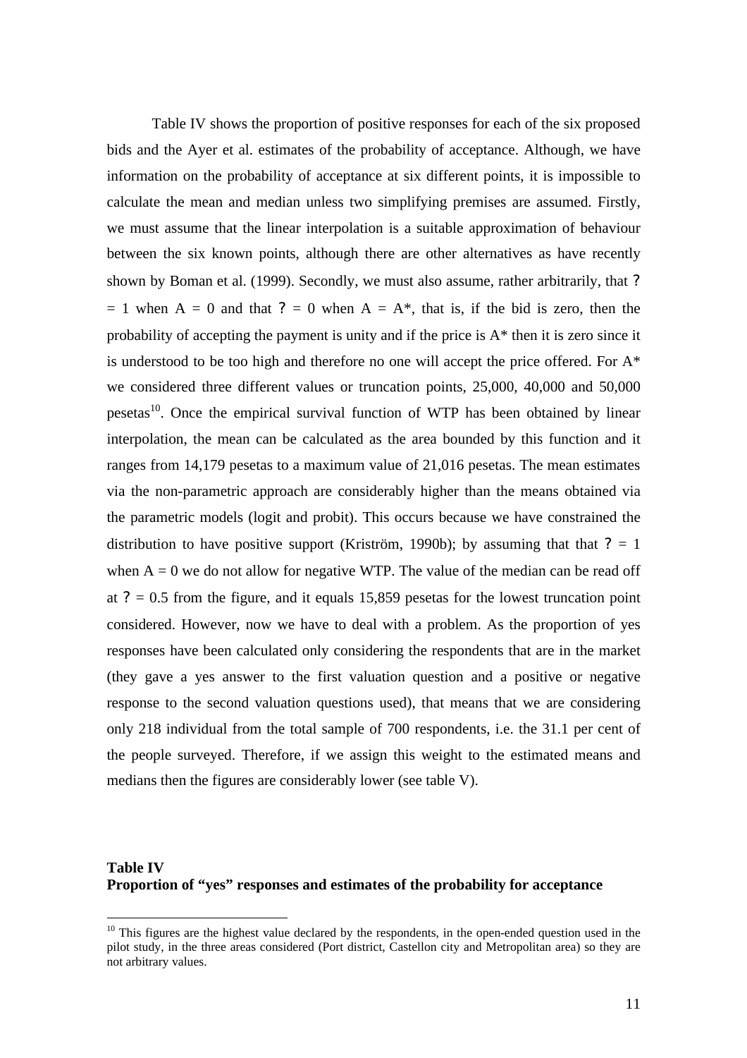Table IV shows the proportion of positive responses for each of the six proposed bids and the Ayer et al. estimates of the probability of acceptance. Although, we have information on the probability of acceptance at six different points, it is impossible to calculate the mean and median unless two simplifying premises are assumed. Firstly, we must assume that the linear interpolation is a suitable approximation of behaviour between the six known points, although there are other alternatives as have recently shown by Boman et al. (1999). Secondly, we must also assume, rather arbitrarily, that ? = 1 when A = 0 and that ? = 0 when A = A*, that is, if the bid is zero, then the probability of accepting the payment is unity and if the price is A* then it is zero since it is understood to be too high and therefore no one will accept the price offered. For A* we considered three different values or truncation points, 25,000, 40,000 and 50,000 pesetas[10]. Once the empirical survival function of WTP has been obtained by linear interpolation, the mean can be calculated as the area bounded by this function and it ranges from 14,179 pesetas to a maximum value of 21,016 pesetas. The mean estimates via the non-parametric approach are considerably higher than the means obtained via the parametric models (logit and probit). This occurs because we have constrained the distribution to have positive support (Kriström, 1990b); by assuming that that ? = 1 when A = 0 we do not allow for negative WTP. The value of the median can be read off at ? = 0.5 from the figure, and it equals 15,859 pesetas for the lowest truncation point considered. However, now we have to deal with a problem. As the proportion of yes responses have been calculated only considering the respondents that are in the market (they gave a yes answer to the first valuation question and a positive or negative response to the second valuation questions used), that means that we are considering only 218 individual from the total sample of 700 respondents, i.e. the 31.1 per cent of the people surveyed. Therefore, if we assign this weight to the estimated means and medians then the figures are considerably lower (see table V).

**Table IV**
**Proportion of "yes" responses and estimates of the probability for acceptance**

[10] This figures are the highest value declared by the respondents, in the open-ended question used in the pilot study, in the three areas considered (Port district, Castellon city and Metropolitan area) so they are not arbitrary values.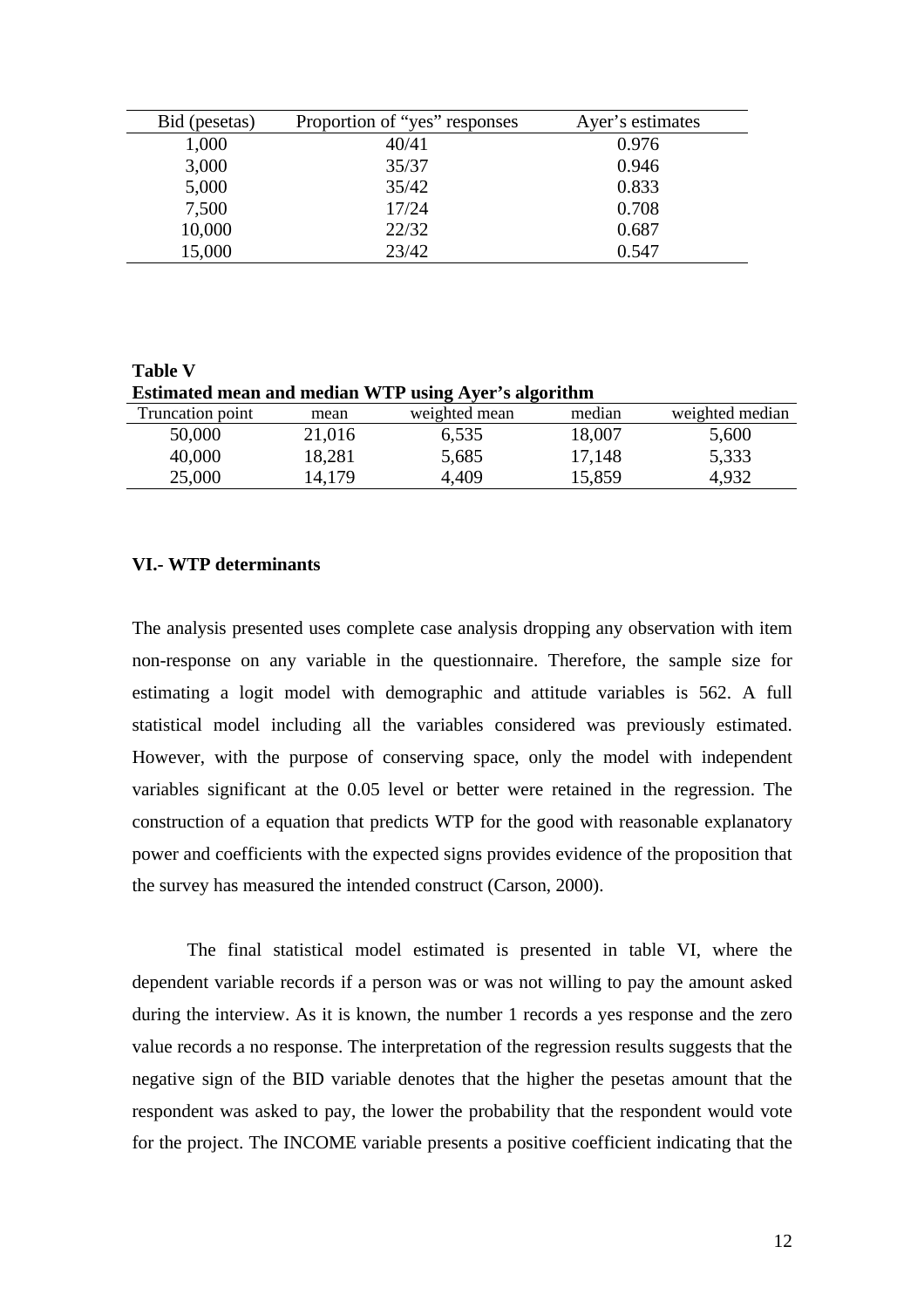| Bid (pesetas) | Proportion of "yes" responses | Ayer's estimates |
| --- | --- | --- |
| 1,000 | 40/41 | 0.976 |
| 3,000 | 35/37 | 0.946 |
| 5,000 | 35/42 | 0.833 |
| 7,500 | 17/24 | 0.708 |
| 10,000 | 22/32 | 0.687 |
| 15,000 | 23/42 | 0.547 |

**Table V**
**Estimated mean and median WTP using Ayer's algorithm**

| Truncation point | mean | weighted mean | median | weighted median |
| --- | --- | --- | --- | --- |
| 50,000 | 21,016 | 6,535 | 18,007 | 5,600 |
| 40,000 | 18,281 | 5,685 | 17,148 | 5,333 |
| 25,000 | 14,179 | 4,409 | 15,859 | 4,932 |

**VI.- WTP determinants**

The analysis presented uses complete case analysis dropping any observation with item non-response on any variable in the questionnaire. Therefore, the sample size for estimating a logit model with demographic and attitude variables is 562. A full statistical model including all the variables considered was previously estimated. However, with the purpose of conserving space, only the model with independent variables significant at the 0.05 level or better were retained in the regression. The construction of a equation that predicts WTP for the good with reasonable explanatory power and coefficients with the expected signs provides evidence of the proposition that the survey has measured the intended construct (Carson, 2000).

The final statistical model estimated is presented in table VI, where the dependent variable records if a person was or was not willing to pay the amount asked during the interview. As it is known, the number 1 records a yes response and the zero value records a no response. The interpretation of the regression results suggests that the negative sign of the BID variable denotes that the higher the pesetas amount that the respondent was asked to pay, the lower the probability that the respondent would vote for the project. The INCOME variable presents a positive coefficient indicating that the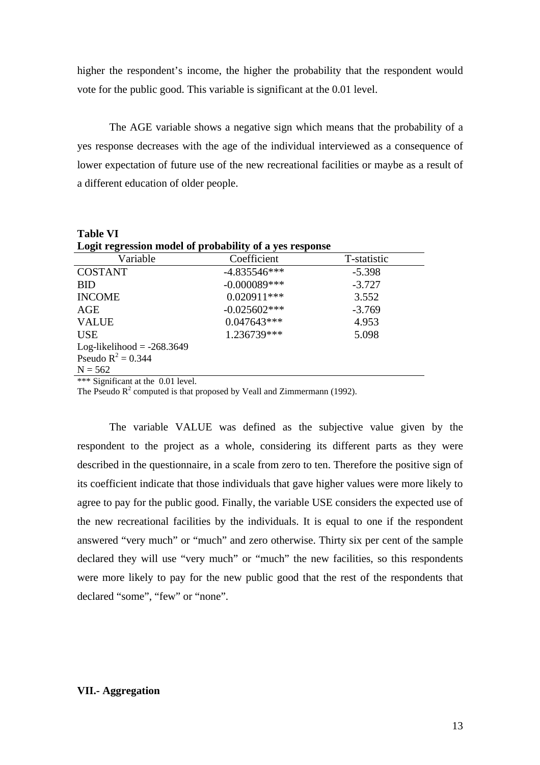higher the respondent's income, the higher the probability that the respondent would vote for the public good. This variable is significant at the 0.01 level.

The AGE variable shows a negative sign which means that the probability of a yes response decreases with the age of the individual interviewed as a consequence of lower expectation of future use of the new recreational facilities or maybe as a result of a different education of older people.

**Table VI**
**Logit regression model of probability of a yes response**

| Variable | Coefficient | T-statistic |
|---|---|---|
| COSTANT | -4.835546*** | -5.398 |
| BID | -0.000089*** | -3.727 |
| INCOME | 0.020911*** | 3.552 |
| AGE | -0.025602*** | -3.769 |
| VALUE | 0.047643*** | 4.953 |
| USE | 1.236739*** | 5.098 |
| Log-likelihood = -268.3649 | | |
| Pseudo $R^2$ = 0.344 | | |
| N = 562 | | |

*** Significant at the 0.01 level.
The Pseudo $R^2$ computed is that proposed by Veall and Zimmermann (1992).

The variable VALUE was defined as the subjective value given by the respondent to the project as a whole, considering its different parts as they were described in the questionnaire, in a scale from zero to ten. Therefore the positive sign of its coefficient indicate that those individuals that gave higher values were more likely to agree to pay for the public good. Finally, the variable USE considers the expected use of the new recreational facilities by the individuals. It is equal to one if the respondent answered "very much" or "much" and zero otherwise. Thirty six per cent of the sample declared they will use "very much" or "much" the new facilities, so this respondents were more likely to pay for the new public good that the rest of the respondents that declared "some", "few" or "none".

## VII.- Aggregation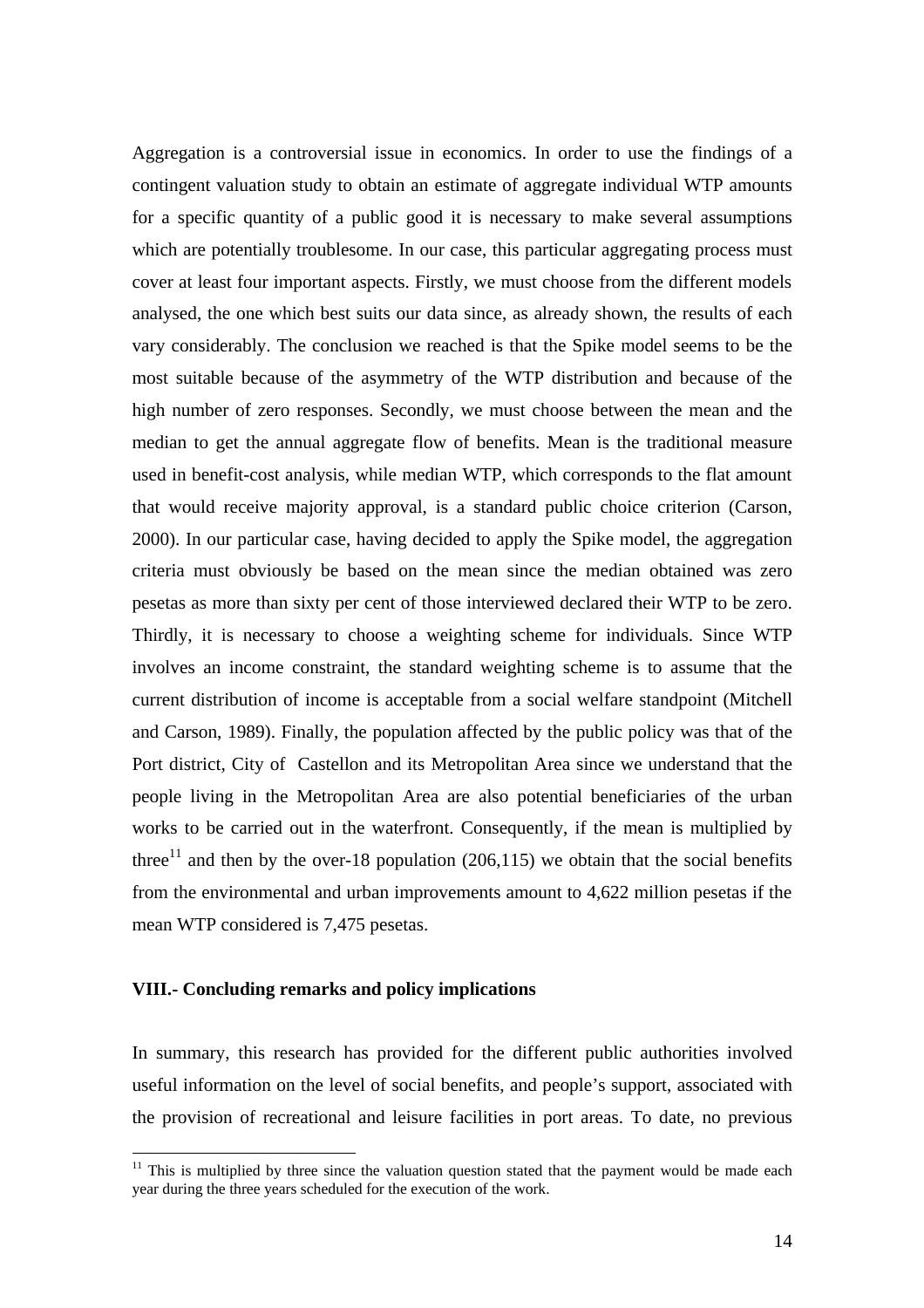Aggregation is a controversial issue in economics. In order to use the findings of a contingent valuation study to obtain an estimate of aggregate individual WTP amounts for a specific quantity of a public good it is necessary to make several assumptions which are potentially troublesome. In our case, this particular aggregating process must cover at least four important aspects. Firstly, we must choose from the different models analysed, the one which best suits our data since, as already shown, the results of each vary considerably. The conclusion we reached is that the Spike model seems to be the most suitable because of the asymmetry of the WTP distribution and because of the high number of zero responses. Secondly, we must choose between the mean and the median to get the annual aggregate flow of benefits. Mean is the traditional measure used in benefit-cost analysis, while median WTP, which corresponds to the flat amount that would receive majority approval, is a standard public choice criterion (Carson, 2000). In our particular case, having decided to apply the Spike model, the aggregation criteria must obviously be based on the mean since the median obtained was zero pesetas as more than sixty per cent of those interviewed declared their WTP to be zero. Thirdly, it is necessary to choose a weighting scheme for individuals. Since WTP involves an income constraint, the standard weighting scheme is to assume that the current distribution of income is acceptable from a social welfare standpoint (Mitchell and Carson, 1989). Finally, the population affected by the public policy was that of the Port district, City of Castellon and its Metropolitan Area since we understand that the people living in the Metropolitan Area are also potential beneficiaries of the urban works to be carried out in the waterfront. Consequently, if the mean is multiplied by three[11] and then by the over-18 population (206,115) we obtain that the social benefits from the environmental and urban improvements amount to 4,622 million pesetas if the mean WTP considered is 7,475 pesetas.

## VIII.- Concluding remarks and policy implications

In summary, this research has provided for the different public authorities involved useful information on the level of social benefits, and people's support, associated with the provision of recreational and leisure facilities in port areas. To date, no previous

[11] This is multiplied by three since the valuation question stated that the payment would be made each year during the three years scheduled for the execution of the work.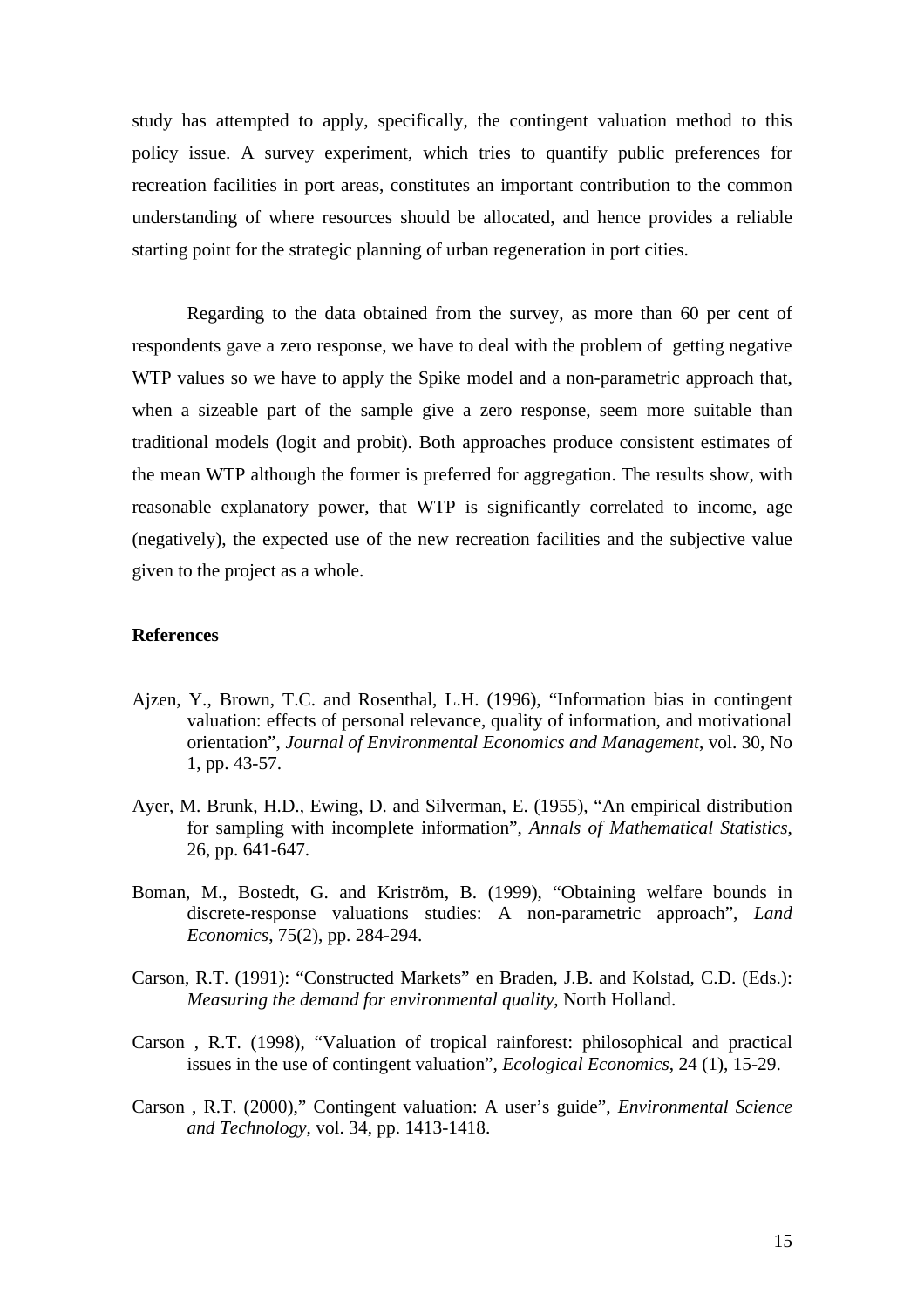study has attempted to apply, specifically, the contingent valuation method to this policy issue. A survey experiment, which tries to quantify public preferences for recreation facilities in port areas, constitutes an important contribution to the common understanding of where resources should be allocated, and hence provides a reliable starting point for the strategic planning of urban regeneration in port cities.

Regarding to the data obtained from the survey, as more than 60 per cent of respondents gave a zero response, we have to deal with the problem of getting negative WTP values so we have to apply the Spike model and a non-parametric approach that, when a sizeable part of the sample give a zero response, seem more suitable than traditional models (logit and probit). Both approaches produce consistent estimates of the mean WTP although the former is preferred for aggregation. The results show, with reasonable explanatory power, that WTP is significantly correlated to income, age (negatively), the expected use of the new recreation facilities and the subjective value given to the project as a whole.

**References**

Ajzen, Y., Brown, T.C. and Rosenthal, L.H. (1996), "Information bias in contingent valuation: effects of personal relevance, quality of information, and motivational orientation", *Journal of Environmental Economics and Management*, vol. 30, No 1, pp. 43-57.

Ayer, M. Brunk, H.D., Ewing, D. and Silverman, E. (1955), "An empirical distribution for sampling with incomplete information", *Annals of Mathematical Statistics*, 26, pp. 641-647.

Boman, M., Bostedt, G. and Kriström, B. (1999), "Obtaining welfare bounds in discrete-response valuations studies: A non-parametric approach", *Land Economics*, 75(2), pp. 284-294.

Carson, R.T. (1991): "Constructed Markets" en Braden, J.B. and Kolstad, C.D. (Eds.): *Measuring the demand for environmental quality*, North Holland.

Carson , R.T. (1998), "Valuation of tropical rainforest: philosophical and practical issues in the use of contingent valuation", *Ecological Economics*, 24 (1), 15-29.

Carson , R.T. (2000)," Contingent valuation: A user's guide", *Environmental Science and Technology*, vol. 34, pp. 1413-1418.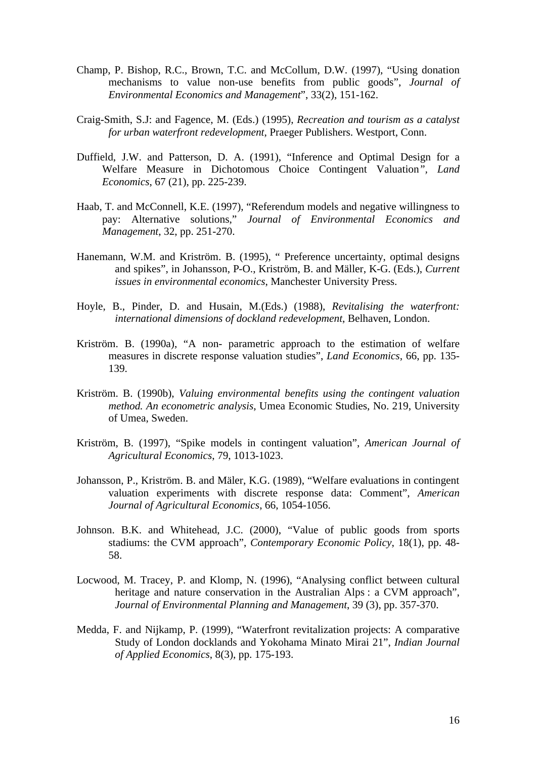Champp, P. Bishop, R.C., Brown, T.C. and McCollum, D.W. (1997), "Using donation mechanisms to value non-use benefits from public goods", *Journal of Environmental Economics and Management*", 33(2), 151-162.

Craig-Smith, S.J: and Fagence, M. (Eds.) (1995), *Recreation and tourism as a catalyst for urban waterfront redevelopment*, Praeger Publishers. Westport, Conn.

Duffield, J.W. and Patterson, D. A. (1991), "Inference and Optimal Design for a Welfare Measure in Dichotomous Choice Contingent Valuation", *Land Economics*, 67 (21), pp. 225-239.

Haab, T. and McConnell, K.E. (1997), "Referendum models and negative willingness to pay: Alternative solutions," *Journal of Environmental Economics and Management*, 32, pp. 251-270.

Hanemann, W.M. and Kriström. B. (1995), " Preference uncertainty, optimal designs and spikes", in Johansson, P-O., Kriström, B. and Mäller, K-G. (Eds.), *Current issues in environmental economics*, Manchester University Press.

Hoyle, B., Pinder, D. and Husain, M.(Eds.) (1988), *Revitalising the waterfront: international dimensions of dockland redevelopment*, Belhaven, London.

Kriström. B. (1990a), "A non- parametric approach to the estimation of welfare measures in discrete response valuation studies", *Land Economics*, 66, pp. 135-139.

Kriström. B. (1990b), *Valuing environmental benefits using the contingent valuation method. An econometric analysis*, Umea Economic Studies, No. 219, University of Umea, Sweden.

Kriström, B. (1997), "Spike models in contingent valuation", *American Journal of Agricultural Economics*, 79, 1013-1023.

Johansson, P., Kriström. B. and Mäler, K.G. (1989), "Welfare evaluations in contingent valuation experiments with discrete response data: Comment", *American Journal of Agricultural Economics*, 66, 1054-1056.

Johnson. B.K. and Whitehead, J.C. (2000), "Value of public goods from sports stadiums: the CVM approach", *Contemporary Economic Policy*, 18(1), pp. 48-58.

Locwood, M. Tracey, P. and Klomp, N. (1996), "Analysing conflict between cultural heritage and nature conservation in the Australian Alps : a CVM approach", *Journal of Environmental Planning and Management*, 39 (3), pp. 357-370.

Medda, F. and Nijkamp, P. (1999), "Waterfront revitalization projects: A comparative Study of London docklands and Yokohama Minato Mirai 21", *Indian Journal of Applied Economics*, 8(3), pp. 175-193.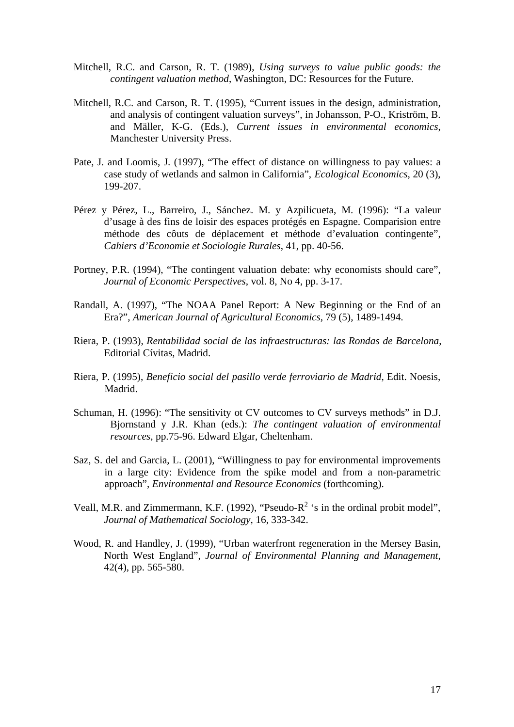Mitchell, R.C. and Carson, R. T. (1989), *Using surveys to value public goods: the contingent valuation method*, Washington, DC: Resources for the Future.

Mitchell, R.C. and Carson, R. T. (1995), "Current issues in the design, administration, and analysis of contingent valuation surveys", in Johansson, P-O., Kriström, B. and Mäller, K-G. (Eds.), *Current issues in environmental economics*, Manchester University Press.

Pate, J. and Loomis, J. (1997), "The effect of distance on willingness to pay values: a case study of wetlands and salmon in California", *Ecological Economics*, 20 (3), 199-207.

Pérez y Pérez, L., Barreiro, J., Sánchez. M. y Azpilicueta, M. (1996): "La valeur d'usage à des fins de loisir des espaces protégés en Espagne. Comparision entre méthode des côuts de déplacement et méthode d'evaluation contingente", *Cahiers d'Economie et Sociologie Rurales*, 41, pp. 40-56.

Portney, P.R. (1994), "The contingent valuation debate: why economists should care", *Journal of Economic Perspectives*, vol. 8, No 4, pp. 3-17.

Randall, A. (1997), "The NOAA Panel Report: A New Beginning or the End of an Era?", *American Journal of Agricultural Economics*, 79 (5), 1489-1494.

Riera, P. (1993), *Rentabilidad social de las infraestructuras: las Rondas de Barcelona*, Editorial Cívitas, Madrid.

Riera, P. (1995), *Beneficio social del pasillo verde ferroviario de Madrid*, Edit. Noesis, Madrid.

Schuman, H. (1996): "The sensitivity ot CV outcomes to CV surveys methods" in D.J. Bjornstand y J.R. Khan (eds.): *The contingent valuation of environmental resources*, pp.75-96. Edward Elgar, Cheltenham.

Saz, S. del and Garcia, L. (2001), "Willingness to pay for environmental improvements in a large city: Evidence from the spike model and from a non-parametric approach", *Environmental and Resource Economics* (forthcoming).

Veall, M.R. and Zimmermann, K.F. (1992), "Pseudo-$R^2$ 's in the ordinal probit model", *Journal of Mathematical Sociology*, 16, 333-342.

Wood, R. and Handley, J. (1999), "Urban waterfront regeneration in the Mersey Basin, North West England", *Journal of Environmental Planning and Management*, 42(4), pp. 565-580.